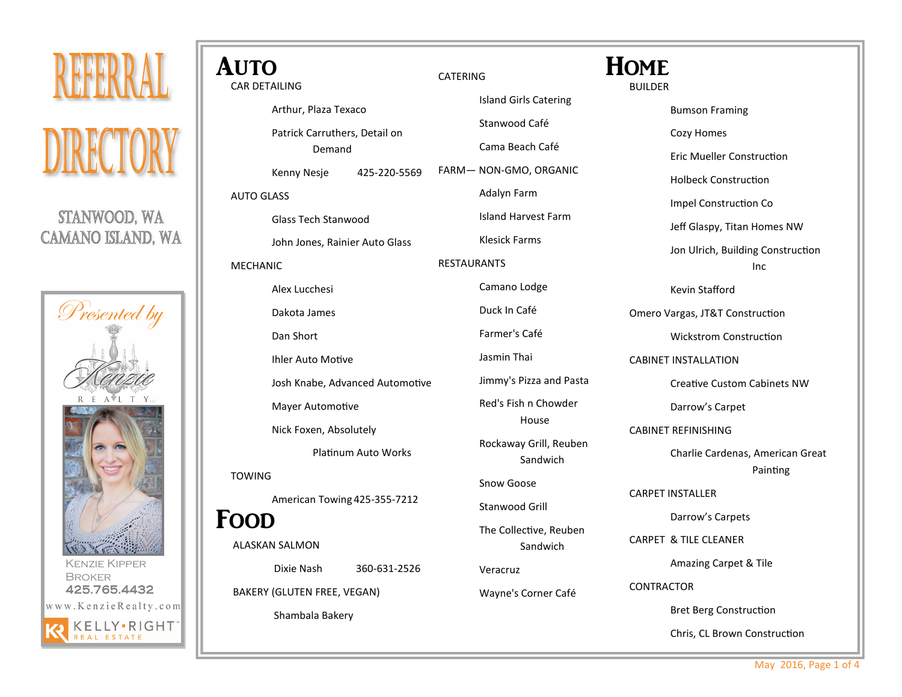# REFERRAL DIRECTORY

STANWOOD, WA
CAMANO ISLAND, WA

*Presented by*

Kenzie Realty

Kenzie Kipper
Broker
425.765.4432
www.KenzieRealty.com

KELLY RIGHT REAL ESTATE

## AUTO

### CAR DETAILING

- Arthur, Plaza Texaco
- Patrick Carruthers, Detail on Demand
- Kenny Nesje 425-220-5569

### AUTO GLASS

- Glass Tech Stanwood
- John Jones, Rainier Auto Glass

### MECHANIC

- Alex Lucchesi
- Dakota James
- Dan Short
- Ihler Auto Motive
- Josh Knabe, Advanced Automotive
- Mayer Automotive
- Nick Foxen, Absolutely Platinum Auto Works

### TOWING

- American Towing 425-355-7212

## FOOD

### ALASKAN SALMON

- Dixie Nash 360-631-2526

### BAKERY (GLUTEN FREE, VEGAN)

- Shambala Bakery

### CATERING

- Island Girls Catering
- Stanwood Café
- Cama Beach Café

### FARM— NON-GMO, ORGANIC

- Adalyn Farm
- Island Harvest Farm
- Klesick Farms

### RESTAURANTS

- Camano Lodge
- Duck In Café
- Farmer's Café
- Jasmin Thai
- Jimmy's Pizza and Pasta
- Red's Fish n Chowder House
- Rockaway Grill, Reuben Sandwich
- Snow Goose
- Stanwood Grill
- The Collective, Reuben Sandwich
- Veracruz
- Wayne's Corner Café

## HOME

### BUILDER

- Bumson Framing
- Cozy Homes
- Eric Mueller Construction
- Holbeck Construction
- Impel Construction Co
- Jeff Glaspy, Titan Homes NW
- Jon Ulrich, Building Construction Inc
- Kevin Stafford
- Omero Vargas, JT&T Construction
- Wickstrom Construction

### CABINET INSTALLATION

- Creative Custom Cabinets NW
- Darrow's Carpet

### CABINET REFINISHING

- Charlie Cardenas, American Great Painting

### CARPET INSTALLER

- Darrow's Carpets

### CARPET & TILE CLEANER

- Amazing Carpet & Tile

### CONTRACTOR

- Bret Berg Construction
- Chris, CL Brown Construction

May 2016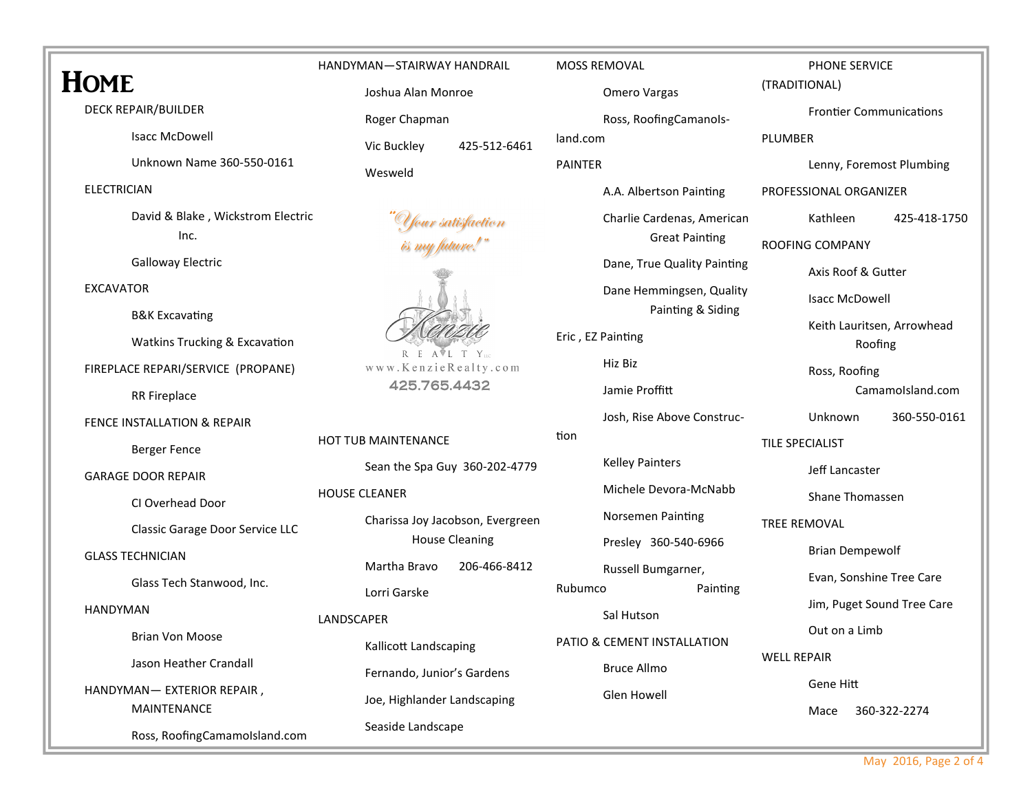# Home

DECK REPAIR/BUILDER

- Isacc McDowell
- Unknown Name 360-550-0161

ELECTRICIAN

- David & Blake , Wickstrom Electric Inc.
- Galloway Electric

EXCAVATOR

- B&K Excavating
- Watkins Trucking & Excavation

FIREPLACE REPARI/SERVICE (PROPANE)

- RR Fireplace

FENCE INSTALLATION & REPAIR

- Berger Fence

GARAGE DOOR REPAIR

- CI Overhead Door
- Classic Garage Door Service LLC

GLASS TECHNICIAN

- Glass Tech Stanwood, Inc.

HANDYMAN

- Brian Von Moose
- Jason Heather Crandall

HANDYMAN— EXTERIOR REPAIR , MAINTENANCE

- Ross, RoofingCamamoIsland.com

HANDYMAN—STAIRWAY HANDRAIL

- Joshua Alan Monroe
- Roger Chapman
- Vic Buckley 425-512-6461
- Wesweld

*"Your satisfaction is my future!"*

Kenzie REALTY LLC
www.KenzieRealty.com
425.765.4432

HOT TUB MAINTENANCE

- Sean the Spa Guy 360-202-4779

HOUSE CLEANER

- Charissa Joy Jacobson, Evergreen House Cleaning
- Martha Bravo 206-466-8412
- Lorri Garske

LANDSCAPER

- Kallicott Landscaping
- Fernando, Junior's Gardens
- Joe, Highlander Landscaping
- Seaside Landscape

MOSS REMOVAL

- Omero Vargas
- Ross, RoofingCamanoIsland.com

PAINTER

- A.A. Albertson Painting
- Charlie Cardenas, American Great Painting
- Dane, True Quality Painting
- Dane Hemmingsen, Quality Painting & Siding
- Eric , EZ Painting
- Hiz Biz
- Jamie Proffitt
- Josh, Rise Above Construction
- Kelley Painters
- Michele Devora-McNabb
- Norsemen Painting
- Presley 360-540-6966
- Russell Bumgarner, Rubumco Painting
- Sal Hutson

PATIO & CEMENT INSTALLATION

- Bruce Allmo
- Glen Howell

PHONE SERVICE (TRADITIONAL)

- Frontier Communications

PLUMBER

- Lenny, Foremost Plumbing

PROFESSIONAL ORGANIZER

- Kathleen 425-418-1750

ROOFING COMPANY

- Axis Roof & Gutter
- Isacc McDowell
- Keith Lauritsen, Arrowhead Roofing
- Ross, Roofing CamamoIsland.com
- Unknown 360-550-0161

TILE SPECIALIST

- Jeff Lancaster
- Shane Thomassen

TREE REMOVAL

- Brian Dempewolf
- Evan, Sonshine Tree Care
- Jim, Puget Sound Tree Care
- Out on a Limb

WELL REPAIR

- Gene Hitt
- Mace 360-322-2274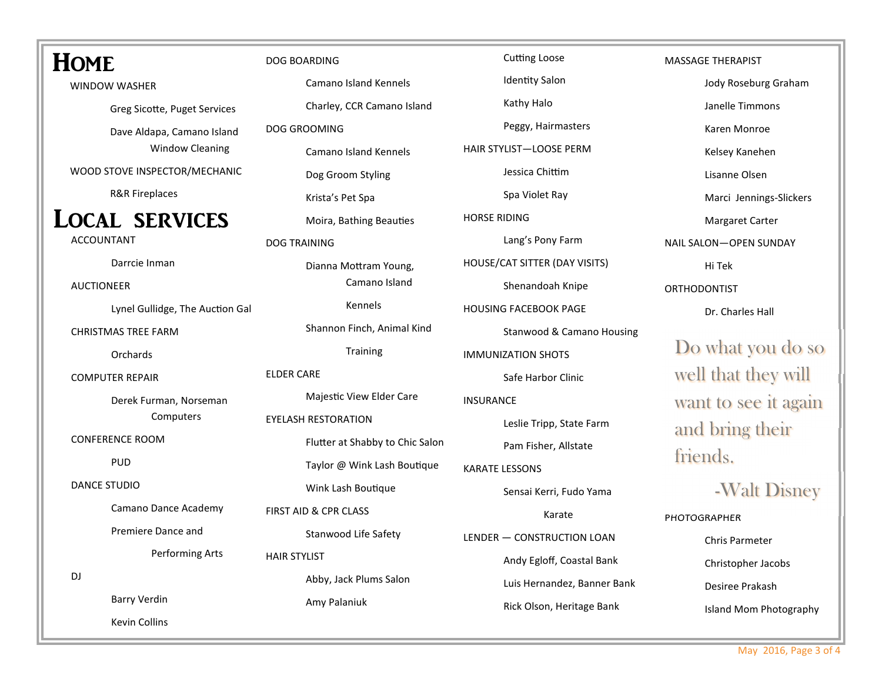# Home

WINDOW WASHER

- Greg Sicotte, Puget Services
- Dave Aldapa, Camano Island Window Cleaning

WOOD STOVE INSPECTOR/MECHANIC

- R&R Fireplaces

# Local Services

ACCOUNTANT

- Darrcie Inman

AUCTIONEER

- Lynel Gullidge, The Auction Gal

CHRISTMAS TREE FARM

- Orchards

COMPUTER REPAIR

- Derek Furman, Norseman Computers

CONFERENCE ROOM

- PUD

DANCE STUDIO

- Camano Dance Academy
- Premiere Dance and Performing Arts

DJ

- Barry Verdin
- Kevin Collins

DOG BOARDING

- Camano Island Kennels
- Charley, CCR Camano Island

DOG GROOMING

- Camano Island Kennels
- Dog Groom Styling
- Krista's Pet Spa
- Moira, Bathing Beauties

DOG TRAINING

- Dianna Mottram Young, Camano Island Kennels
- Shannon Finch, Animal Kind Training

ELDER CARE

- Majestic View Elder Care

EYELASH RESTORATION

- Flutter at Shabby to Chic Salon
- Taylor @ Wink Lash Boutique
- Wink Lash Boutique

FIRST AID & CPR CLASS

- Stanwood Life Safety

HAIR STYLIST

- Abby, Jack Plums Salon
- Amy Palaniuk
- Cutting Loose
- Identity Salon
- Kathy Halo
- Peggy, Hairmasters

HAIR STYLIST—LOOSE PERM

- Jessica Chittim
- Spa Violet Ray

HORSE RIDING

- Lang's Pony Farm

HOUSE/CAT SITTER (DAY VISITS)

- Shenandoah Knipe

HOUSING FACEBOOK PAGE

- Stanwood & Camano Housing

IMMUNIZATION SHOTS

- Safe Harbor Clinic

INSURANCE

- Leslie Tripp, State Farm
- Pam Fisher, Allstate

KARATE LESSONS

- Sensai Kerri, Fudo Yama Karate

LENDER — CONSTRUCTION LOAN

- Andy Egloff, Coastal Bank
- Luis Hernandez, Banner Bank
- Rick Olson, Heritage Bank

MASSAGE THERAPIST

- Jody Roseburg Graham
- Janelle Timmons
- Karen Monroe
- Kelsey Kanehen
- Lisanne Olsen
- Marci Jennings-Slickers
- Margaret Carter

NAIL SALON—OPEN SUNDAY

- Hi Tek

ORTHODONTIST

- Dr. Charles Hall

> Do what you do so well that they will want to see it again and bring their friends.
>
> -Walt Disney

PHOTOGRAPHER

- Chris Parmeter
- Christopher Jacobs
- Desiree Prakash
- Island Mom Photography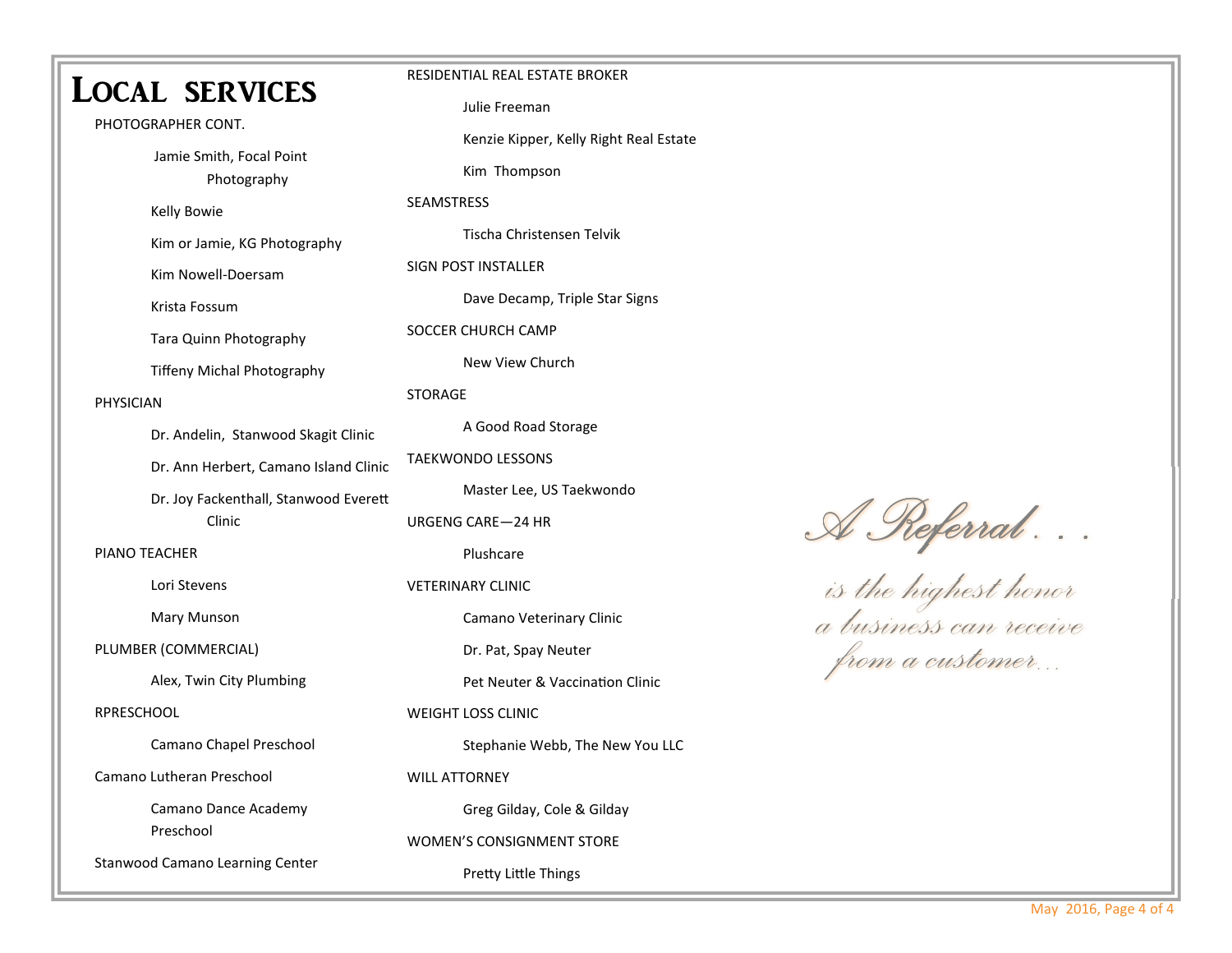# Local services

PHOTOGRAPHER CONT.

- Jamie Smith, Focal Point Photography
- Kelly Bowie
- Kim or Jamie, KG Photography
- Kim Nowell-Doersam
- Krista Fossum
- Tara Quinn Photography
- Tiffeny Michal Photography

PHYSICIAN

- Dr. Andelin, Stanwood Skagit Clinic
- Dr. Ann Herbert, Camano Island Clinic
- Dr. Joy Fackenthall, Stanwood Everett Clinic

PIANO TEACHER

- Lori Stevens
- Mary Munson

PLUMBER (COMMERCIAL)

- Alex, Twin City Plumbing

RPRESCHOOL

- Camano Chapel Preschool

Camano Lutheran Preschool

- Camano Dance Academy Preschool

Stanwood Camano Learning Center

RESIDENTIAL REAL ESTATE BROKER

- Julie Freeman
- Kenzie Kipper, Kelly Right Real Estate
- Kim Thompson

SEAMSTRESS

- Tischa Christensen Telvik

SIGN POST INSTALLER

- Dave Decamp, Triple Star Signs

SOCCER CHURCH CAMP

- New View Church

STORAGE

- A Good Road Storage

TAEKWONDO LESSONS

- Master Lee, US Taekwondo

URGENG CARE—24 HR

- Plushcare

VETERINARY CLINIC

- Camano Veterinary Clinic
- Dr. Pat, Spay Neuter
- Pet Neuter & Vaccination Clinic

WEIGHT LOSS CLINIC

- Stephanie Webb, The New You LLC

WILL ATTORNEY

- Greg Gilday, Cole & Gilday

WOMEN'S CONSIGNMENT STORE

- Pretty Little Things

*A Referral . . .*

*is the highest honor a business can receive from a customer…*